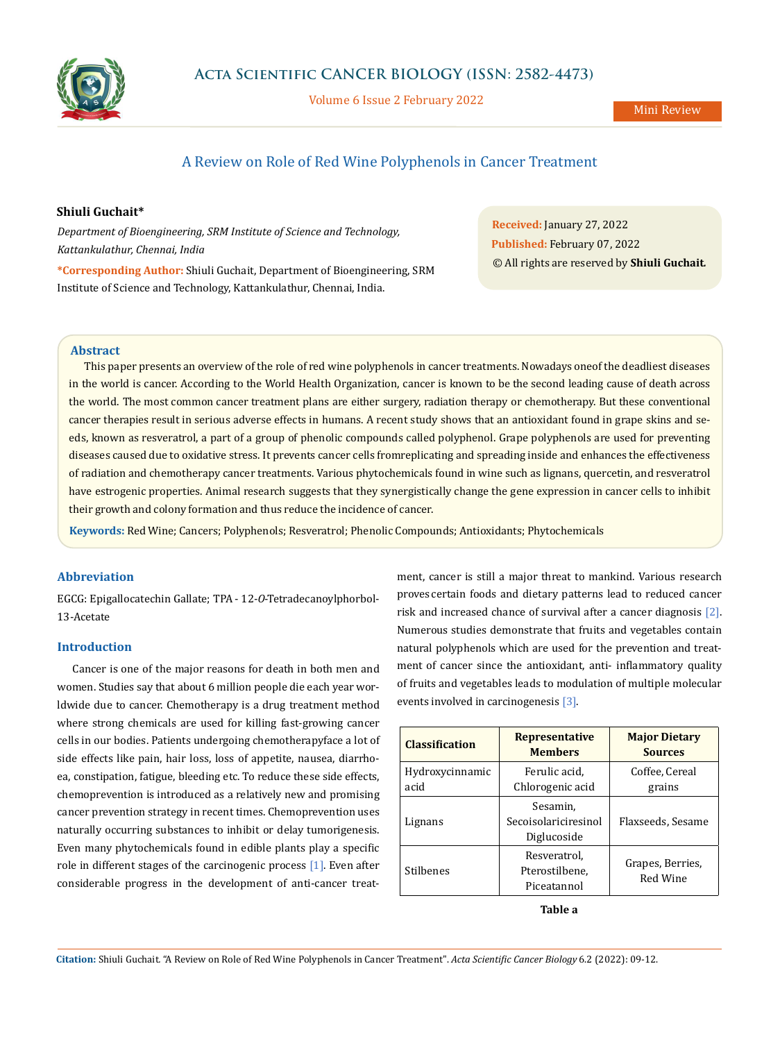Mini Review

# A Review on Role of Red Wine Polyphenols in Cancer Treatment

**Shiuli Guchait***

*Department of Bioengineering, SRM Institute of Science and Technology, Kattankulathur, Chennai, India*

**\*Corresponding Author:** Shiuli Guchait, Department of Bioengineering, SRM Institute of Science and Technology, Kattankulathur, Chennai, India.

**Received:** January 27, 2022
**Published:** February 07, 2022
© All rights are reserved by **Shiuli Guchait.**

## Abstract

This paper presents an overview of the role of red wine polyphenols in cancer treatments. Nowadays oneof the deadliest diseases in the world is cancer. According to the World Health Organization, cancer is known to be the second leading cause of death across the world. The most common cancer treatment plans are either surgery, radiation therapy or chemotherapy. But these conventional cancer therapies result in serious adverse effects in humans. A recent study shows that an antioxidant found in grape skins and seeds, known as resveratrol, a part of a group of phenolic compounds called polyphenol. Grape polyphenols are used for preventing diseases caused due to oxidative stress. It prevents cancer cells fromreplicating and spreading inside and enhances the effectiveness of radiation and chemotherapy cancer treatments. Various phytochemicals found in wine such as lignans, quercetin, and resveratrol have estrogenic properties. Animal research suggests that they synergistically change the gene expression in cancer cells to inhibit their growth and colony formation and thus reduce the incidence of cancer.

**Keywords:** Red Wine; Cancers; Polyphenols; Resveratrol; Phenolic Compounds; Antioxidants; Phytochemicals

## Abbreviation

EGCG: Epigallocatechin Gallate; TPA - 12-*O*-Tetradecanoylphorbol-13-Acetate

## Introduction

Cancer is one of the major reasons for death in both men and women. Studies say that about 6 million people die each year worldwide due to cancer. Chemotherapy is a drug treatment method where strong chemicals are used for killing fast-growing cancer cells in our bodies. Patients undergoing chemotherapyface a lot of side effects like pain, hair loss, loss of appetite, nausea, diarrhoea, constipation, fatigue, bleeding etc. To reduce these side effects, chemoprevention is introduced as a relatively new and promising cancer prevention strategy in recent times. Chemoprevention uses naturally occurring substances to inhibit or delay tumorigenesis. Even many phytochemicals found in edible plants play a specific role in different stages of the carcinogenic process [1]. Even after considerable progress in the development of anti-cancer treatment, cancer is still a major threat to mankind. Various research proves certain foods and dietary patterns lead to reduced cancer risk and increased chance of survival after a cancer diagnosis [2]. Numerous studies demonstrate that fruits and vegetables contain natural polyphenols which are used for the prevention and treatment of cancer since the antioxidant, anti- inflammatory quality of fruits and vegetables leads to modulation of multiple molecular events involved in carcinogenesis [3].

| Classification | Representative Members | Major Dietary Sources |
| --- | --- | --- |
| Hydroxycinnamic acid | Ferulic acid, Chlorogenic acid | Coffee, Cereal grains |
| Lignans | Sesamin, Secoisolariciresinol Diglucoside | Flaxseeds, Sesame |
| Stilbenes | Resveratrol, Pterostilbene, Piceatannol | Grapes, Berries, Red Wine |

**Table a**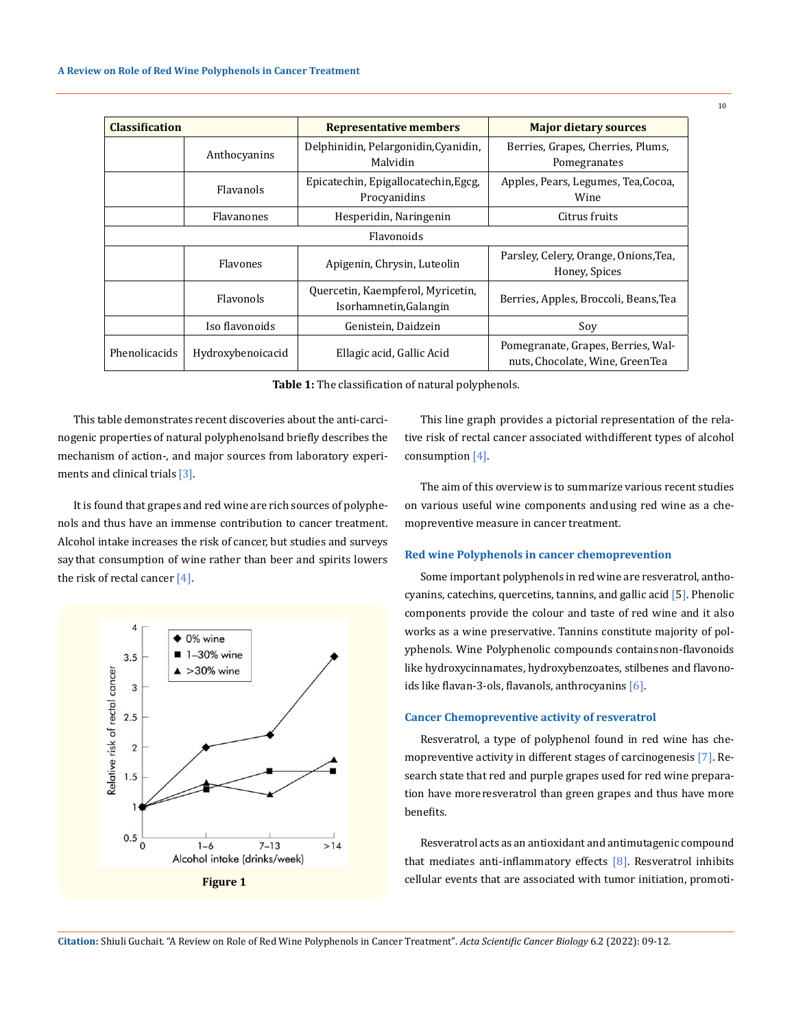| Classification | | Representative members | Major dietary sources |
|---|---|---|---|
| | Anthocyanins | Delphinidin, Pelargonidin,Cyanidin, Malvidin | Berries, Grapes, Cherries, Plums, Pomegranates |
| | Flavanols | Epicatechin, Epigallocatechin,Egcg, Procyanidins | Apples, Pears, Legumes, Tea,Cocoa, Wine |
| | Flavanones | Hesperidin, Naringenin | Citrus fruits |
| Flavonoids | | | |
| | Flavones | Apigenin, Chrysin, Luteolin | Parsley, Celery, Orange, Onions,Tea, Honey, Spices |
| | Flavonols | Quercetin, Kaempferol, Myricetin, Isorhamnetin,Galangin | Berries, Apples, Broccoli, Beans,Tea |
| | Iso flavonoids | Genistein, Daidzein | Soy |
| Phenolicacids | Hydroxybenoicacid | Ellagic acid, Gallic Acid | Pomegranate, Grapes, Berries, Walnuts, Chocolate, Wine, GreenTea |

**Table 1:** The classification of natural polyphenols.

This table demonstrates recent discoveries about the anti-carcinogenic properties of natural polyphenolsand briefly describes the mechanism of action-, and major sources from laboratory experiments and clinical trials [3].

It is found that grapes and red wine are rich sources of polyphenols and thus have an immense contribution to cancer treatment. Alcohol intake increases the risk of cancer, but studies and surveys say that consumption of wine rather than beer and spirits lowers the risk of rectal cancer [4].

**Figure 1**

This line graph provides a pictorial representation of the relative risk of rectal cancer associated withdifferent types of alcohol consumption [4].

The aim of this overview is to summarize various recent studies on various useful wine components andusing red wine as a chemopreventive measure in cancer treatment.

## Red wine Polyphenols in cancer chemoprevention

Some important polyphenols in red wine are resveratrol, anthocyanins, catechins, quercetins, tannins, and gallic acid [5]. Phenolic components provide the colour and taste of red wine and it also works as a wine preservative. Tannins constitute majority of polyphenols. Wine Polyphenolic compounds containsnon-flavonoids like hydroxycinnamates, hydroxybenzoates, stilbenes and flavonoids like flavan-3-ols, flavanols, anthrocyanins [6].

## Cancer Chemopreventive activity of resveratrol

Resveratrol, a type of polyphenol found in red wine has chemopreventive activity in different stages of carcinogenesis [7]. Research state that red and purple grapes used for red wine preparation have moreresveratrol than green grapes and thus have more benefits.

Resveratrol acts as an antioxidant and antimutagenic compound that mediates anti-inflammatory effects [8]. Resveratrol inhibits cellular events that are associated with tumor initiation, promoti-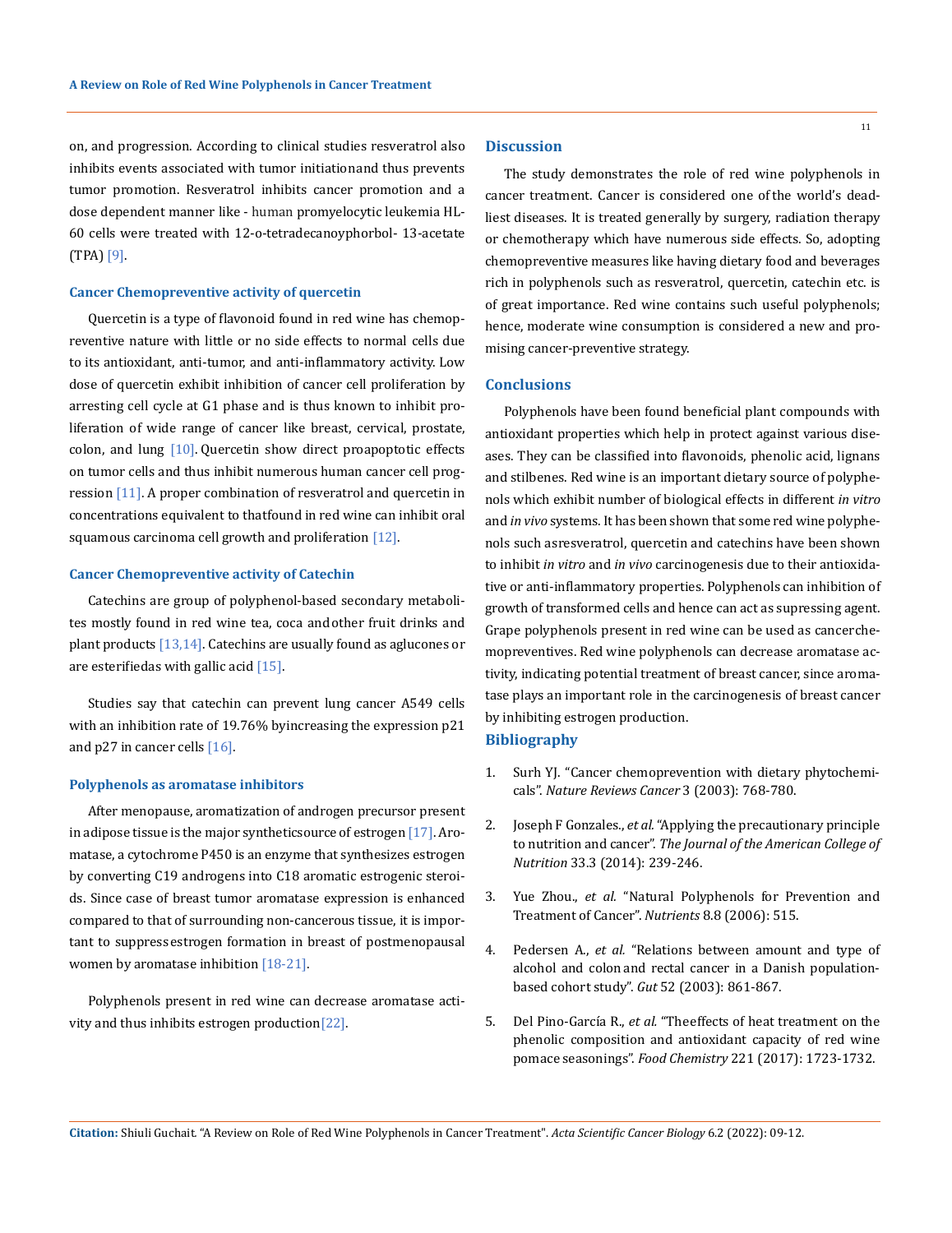on, and progression. According to clinical studies resveratrol also inhibits events associated with tumor initiationand thus prevents tumor promotion. Resveratrol inhibits cancer promotion and a dose dependent manner like - human promyelocytic leukemia HL-60 cells were treated with 12-o-tetradecanoyphorbol- 13-acetate (TPA) [9].

### Cancer Chemopreventive activity of quercetin

Quercetin is a type of flavonoid found in red wine has chemopreventive nature with little or no side effects to normal cells due to its antioxidant, anti-tumor, and anti-inflammatory activity. Low dose of quercetin exhibit inhibition of cancer cell proliferation by arresting cell cycle at G1 phase and is thus known to inhibit proliferation of wide range of cancer like breast, cervical, prostate, colon, and lung [10]. Quercetin show direct proapoptotic effects on tumor cells and thus inhibit numerous human cancer cell progression [11]. A proper combination of resveratrol and quercetin in concentrations equivalent to thatfound in red wine can inhibit oral squamous carcinoma cell growth and proliferation [12].

### Cancer Chemopreventive activity of Catechin

Catechins are group of polyphenol-based secondary metabolites mostly found in red wine tea, coca andother fruit drinks and plant products [13,14]. Catechins are usually found as aglucones or are esterifiedas with gallic acid [15].

Studies say that catechin can prevent lung cancer A549 cells with an inhibition rate of 19.76% byincreasing the expression p21 and p27 in cancer cells [16].

### Polyphenols as aromatase inhibitors

After menopause, aromatization of androgen precursor present in adipose tissue is the major syntheticsource of estrogen [17]. Aromatase, a cytochrome P450 is an enzyme that synthesizes estrogen by converting C19 androgens into C18 aromatic estrogenic steroids. Since case of breast tumor aromatase expression is enhanced compared to that of surrounding non-cancerous tissue, it is important to suppressestrogen formation in breast of postmenopausal women by aromatase inhibition [18-21].

Polyphenols present in red wine can decrease aromatase activity and thus inhibits estrogen production[22].

## Discussion

The study demonstrates the role of red wine polyphenols in cancer treatment. Cancer is considered one ofthe world's deadliest diseases. It is treated generally by surgery, radiation therapy or chemotherapy which have numerous side effects. So, adopting chemopreventive measures like having dietary food and beverages rich in polyphenols such as resveratrol, quercetin, catechin etc. is of great importance. Red wine contains such useful polyphenols; hence, moderate wine consumption is considered a new and promising cancer-preventive strategy.

## Conclusions

Polyphenols have been found beneficial plant compounds with antioxidant properties which help in protect against various diseases. They can be classified into flavonoids, phenolic acid, lignans and stilbenes. Red wine is an important dietary source of polyphenols which exhibit number of biological effects in different *in vitro* and *in vivo* systems. It has been shown that some red wine polyphenols such asresveratrol, quercetin and catechins have been shown to inhibit *in vitro* and *in vivo* carcinogenesis due to their antioxidative or anti-inflammatory properties. Polyphenols can inhibition of growth of transformed cells and hence can act as supressing agent. Grape polyphenols present in red wine can be used as cancerchemopreventives. Red wine polyphenols can decrease aromatase activity, indicating potential treatment of breast cancer, since aromatase plays an important role in the carcinogenesis of breast cancer by inhibiting estrogen production.

## Bibliography

1. Surh YJ. "Cancer chemoprevention with dietary phytochemicals". *Nature Reviews Cancer* 3 (2003): 768-780.
2. Joseph F Gonzales., *et al.* "Applying the precautionary principle to nutrition and cancer". *The Journal of the American College of Nutrition* 33.3 (2014): 239-246.
3. Yue Zhou., *et al.* "Natural Polyphenols for Prevention and Treatment of Cancer". *Nutrients* 8.8 (2006): 515.
4. Pedersen A., *et al.* "Relations between amount and type of alcohol and colon and rectal cancer in a Danish population-based cohort study". *Gut* 52 (2003): 861-867.
5. Del Pino-García R., *et al.* "Theeffects of heat treatment on the phenolic composition and antioxidant capacity of red wine pomace seasonings". *Food Chemistry* 221 (2017): 1723-1732.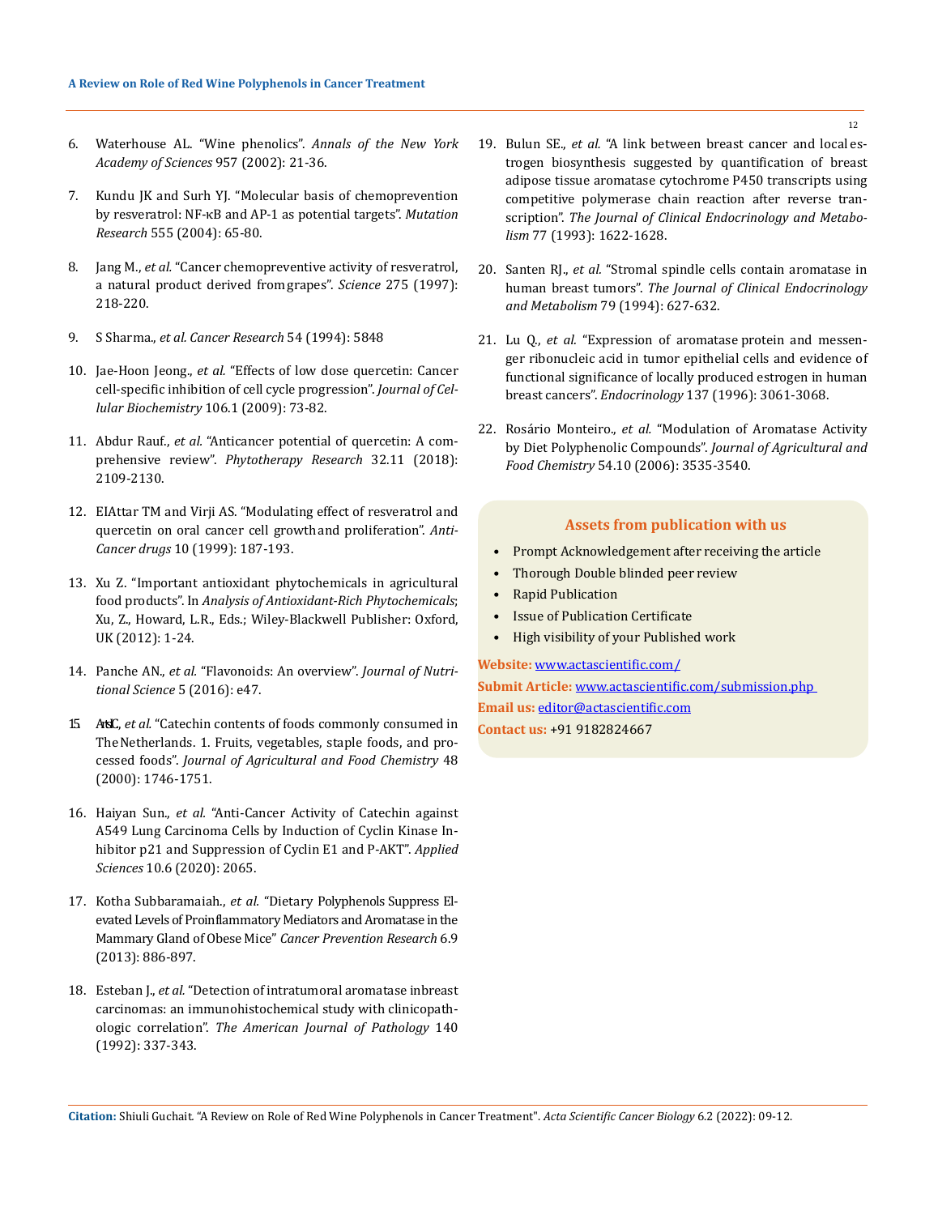6. Waterhouse AL. "Wine phenolics". *Annals of the New York Academy of Sciences* 957 (2002): 21-36.

7. Kundu JK and Surh YJ. "Molecular basis of chemoprevention by resveratrol: NF-κB and AP-1 as potential targets". *Mutation Research* 555 (2004): 65-80.

8. Jang M., *et al.* "Cancer chemopreventive activity of resveratrol, a natural product derived from grapes". *Science* 275 (1997): 218-220.

9. S Sharma., *et al. Cancer Research* 54 (1994): 5848

10. Jae-Hoon Jeong., *et al.* "Effects of low dose quercetin: Cancer cell-specific inhibition of cell cycle progression". *Journal of Cellular Biochemistry* 106.1 (2009): 73-82.

11. Abdur Rauf., *et al.* "Anticancer potential of quercetin: A comprehensive review". *Phytotherapy Research* 32.11 (2018): 2109-2130.

12. ElAttar TM and Virji AS. "Modulating effect of resveratrol and quercetin on oral cancer cell growth and proliferation". *Anti-Cancer drugs* 10 (1999): 187-193.

13. Xu Z. "Important antioxidant phytochemicals in agricultural food products". In *Analysis of Antioxidant-Rich Phytochemicals*; Xu, Z., Howard, L.R., Eds.; Wiley-Blackwell Publisher: Oxford, UK (2012): 1-24.

14. Panche AN., *et al.* "Flavonoids: An overview". *Journal of Nutritional Science* 5 (2016): e47.

15. ArtsIC., *et al.* "Catechin contents of foods commonly consumed in The Netherlands. 1. Fruits, vegetables, staple foods, and processed foods". *Journal of Agricultural and Food Chemistry* 48 (2000): 1746-1751.

16. Haiyan Sun., *et al.* "Anti-Cancer Activity of Catechin against A549 Lung Carcinoma Cells by Induction of Cyclin Kinase Inhibitor p21 and Suppression of Cyclin E1 and P-AKT". *Applied Sciences* 10.6 (2020): 2065.

17. Kotha Subbaramaiah., *et al.* "Dietary Polyphenols Suppress Elevated Levels of Proinflammatory Mediators and Aromatase in the Mammary Gland of Obese Mice" *Cancer Prevention Research* 6.9 (2013): 886-897.

18. Esteban J., *et al.* "Detection of intratumoral aromatase inbreast carcinomas: an immunohistochemical study with clinicopathologic correlation". *The American Journal of Pathology* 140 (1992): 337-343.

19. Bulun SE., *et al.* "A link between breast cancer and local estrogen biosynthesis suggested by quantification of breast adipose tissue aromatase cytochrome P450 transcripts using competitive polymerase chain reaction after reverse transcription". *The Journal of Clinical Endocrinology and Metabolism* 77 (1993): 1622-1628.

20. Santen RJ., *et al.* "Stromal spindle cells contain aromatase in human breast tumors". *The Journal of Clinical Endocrinology and Metabolism* 79 (1994): 627-632.

21. Lu Q., *et al.* "Expression of aromatase protein and messenger ribonucleic acid in tumor epithelial cells and evidence of functional significance of locally produced estrogen in human breast cancers". *Endocrinology* 137 (1996): 3061-3068.

22. Rosário Monteiro., *et al.* "Modulation of Aromatase Activity by Diet Polyphenolic Compounds". *Journal of Agricultural and Food Chemistry* 54.10 (2006): 3535-3540.

**Assets from publication with us**

- Prompt Acknowledgement after receiving the article
- Thorough Double blinded peer review
- Rapid Publication
- Issue of Publication Certificate
- High visibility of your Published work

**Website:** www.actascientific.com/

**Submit Article:** www.actascientific.com/submission.php

**Email us:** editor@actascientific.com

**Contact us:** +91 9182824667